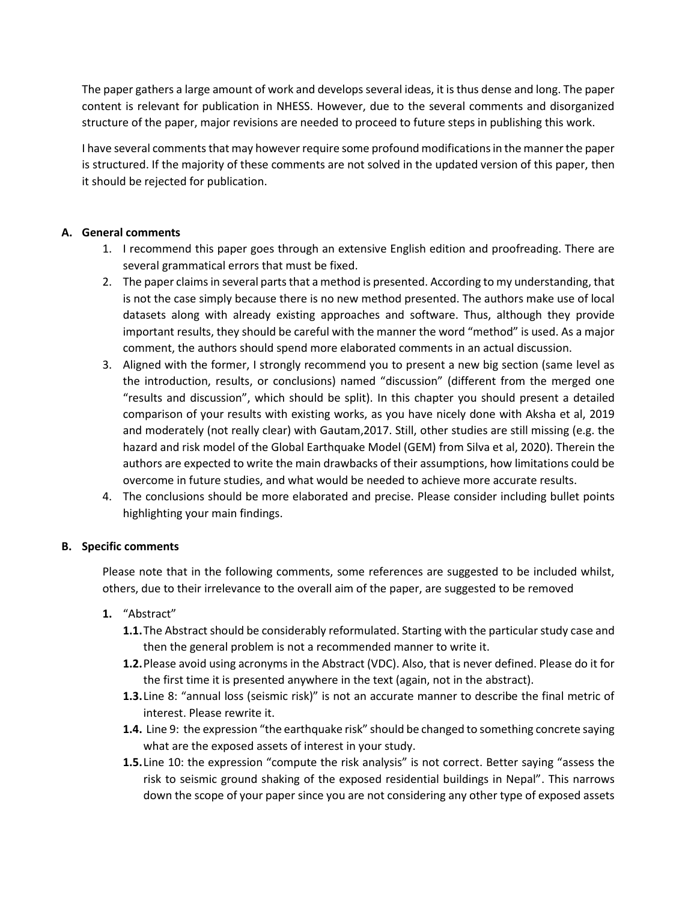The paper gathers a large amount of work and develops several ideas, it is thus dense and long. The paper content is relevant for publication in NHESS. However, due to the several comments and disorganized structure of the paper, major revisions are needed to proceed to future steps in publishing this work.

I have several comments that may however require some profound modifications in the manner the paper is structured. If the majority of these comments are not solved in the updated version of this paper, then it should be rejected for publication.

**A. General comments**

1. I recommend this paper goes through an extensive English edition and proofreading. There are several grammatical errors that must be fixed.
2. The paper claims in several parts that a method is presented. According to my understanding, that is not the case simply because there is no new method presented. The authors make use of local datasets along with already existing approaches and software. Thus, although they provide important results, they should be careful with the manner the word "method" is used. As a major comment, the authors should spend more elaborated comments in an actual discussion.
3. Aligned with the former, I strongly recommend you to present a new big section (same level as the introduction, results, or conclusions) named "discussion" (different from the merged one "results and discussion", which should be split). In this chapter you should present a detailed comparison of your results with existing works, as you have nicely done with Aksha et al, 2019 and moderately (not really clear) with Gautam,2017. Still, other studies are still missing (e.g. the hazard and risk model of the Global Earthquake Model (GEM) from Silva et al, 2020). Therein the authors are expected to write the main drawbacks of their assumptions, how limitations could be overcome in future studies, and what would be needed to achieve more accurate results.
4. The conclusions should be more elaborated and precise. Please consider including bullet points highlighting your main findings.

**B. Specific comments**

Please note that in the following comments, some references are suggested to be included whilst, others, due to their irrelevance to the overall aim of the paper, are suggested to be removed

1. "Abstract"
   - **1.1.** The Abstract should be considerably reformulated. Starting with the particular study case and then the general problem is not a recommended manner to write it.
   - **1.2.** Please avoid using acronyms in the Abstract (VDC). Also, that is never defined. Please do it for the first time it is presented anywhere in the text (again, not in the abstract).
   - **1.3.** Line 8: "annual loss (seismic risk)" is not an accurate manner to describe the final metric of interest. Please rewrite it.
   - **1.4.** Line 9: the expression "the earthquake risk" should be changed to something concrete saying what are the exposed assets of interest in your study.
   - **1.5.** Line 10: the expression "compute the risk analysis" is not correct. Better saying "assess the risk to seismic ground shaking of the exposed residential buildings in Nepal". This narrows down the scope of your paper since you are not considering any other type of exposed assets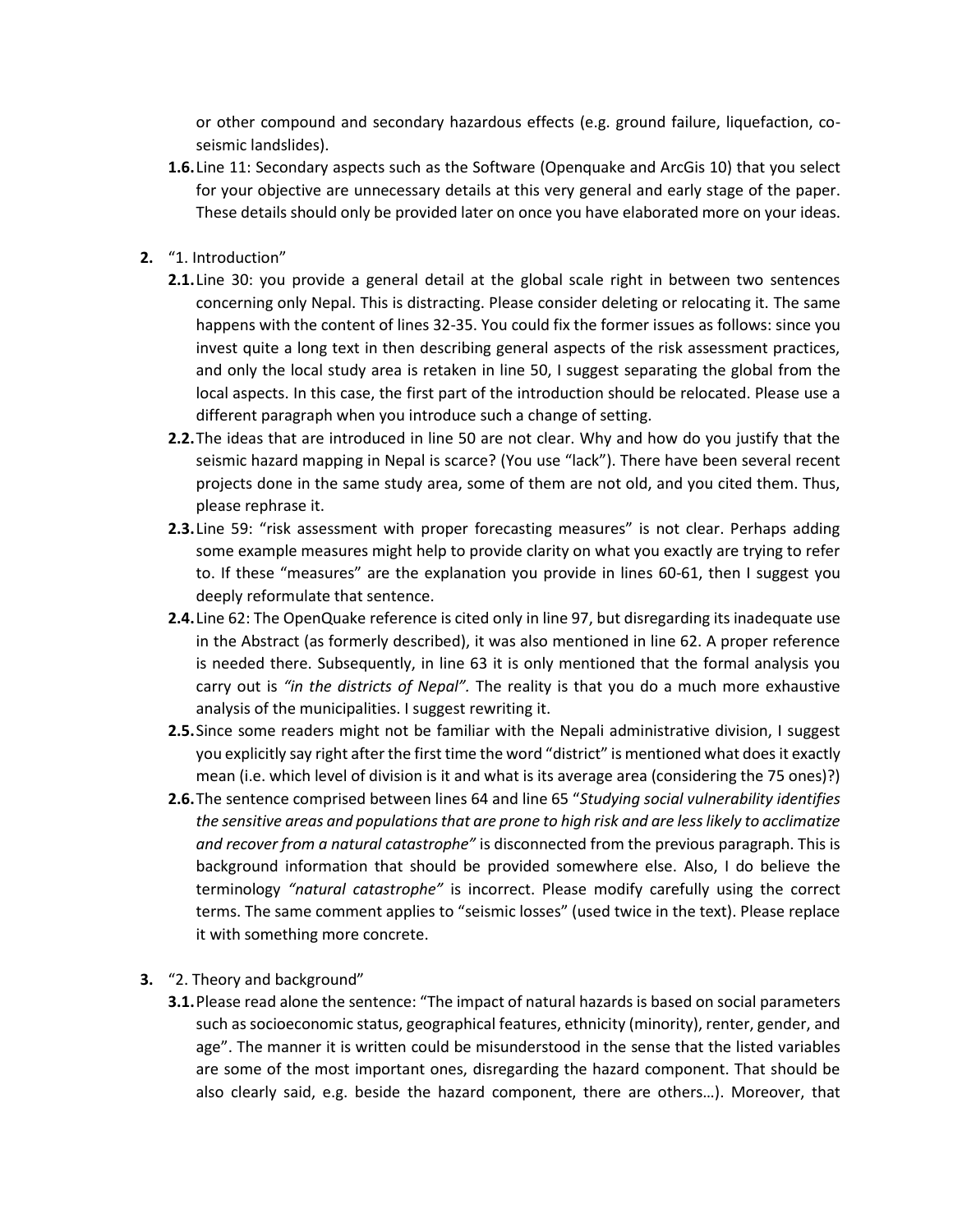or other compound and secondary hazardous effects (e.g. ground failure, liquefaction, co-seismic landslides).

- **1.6.** Line 11: Secondary aspects such as the Software (Openquake and ArcGis 10) that you select for your objective are unnecessary details at this very general and early stage of the paper. These details should only be provided later on once you have elaborated more on your ideas.

**2.** "1. Introduction"

- **2.1.** Line 30: you provide a general detail at the global scale right in between two sentences concerning only Nepal. This is distracting. Please consider deleting or relocating it. The same happens with the content of lines 32-35. You could fix the former issues as follows: since you invest quite a long text in then describing general aspects of the risk assessment practices, and only the local study area is retaken in line 50, I suggest separating the global from the local aspects. In this case, the first part of the introduction should be relocated. Please use a different paragraph when you introduce such a change of setting.
- **2.2.** The ideas that are introduced in line 50 are not clear. Why and how do you justify that the seismic hazard mapping in Nepal is scarce? (You use "lack"). There have been several recent projects done in the same study area, some of them are not old, and you cited them. Thus, please rephrase it.
- **2.3.** Line 59: "risk assessment with proper forecasting measures" is not clear. Perhaps adding some example measures might help to provide clarity on what you exactly are trying to refer to. If these "measures" are the explanation you provide in lines 60-61, then I suggest you deeply reformulate that sentence.
- **2.4.** Line 62: The OpenQuake reference is cited only in line 97, but disregarding its inadequate use in the Abstract (as formerly described), it was also mentioned in line 62. A proper reference is needed there. Subsequently, in line 63 it is only mentioned that the formal analysis you carry out is *"in the districts of Nepal".* The reality is that you do a much more exhaustive analysis of the municipalities. I suggest rewriting it.
- **2.5.** Since some readers might not be familiar with the Nepali administrative division, I suggest you explicitly say right after the first time the word "district" is mentioned what does it exactly mean (i.e. which level of division is it and what is its average area (considering the 75 ones)?)
- **2.6.** The sentence comprised between lines 64 and line 65 "*Studying social vulnerability identifies the sensitive areas and populations that are prone to high risk and are less likely to acclimatize and recover from a natural catastrophe"* is disconnected from the previous paragraph. This is background information that should be provided somewhere else. Also, I do believe the terminology *"natural catastrophe"* is incorrect. Please modify carefully using the correct terms. The same comment applies to "seismic losses" (used twice in the text). Please replace it with something more concrete.

**3.** "2. Theory and background"

- **3.1.** Please read alone the sentence: "The impact of natural hazards is based on social parameters such as socioeconomic status, geographical features, ethnicity (minority), renter, gender, and age". The manner it is written could be misunderstood in the sense that the listed variables are some of the most important ones, disregarding the hazard component. That should be also clearly said, e.g. beside the hazard component, there are others…). Moreover, that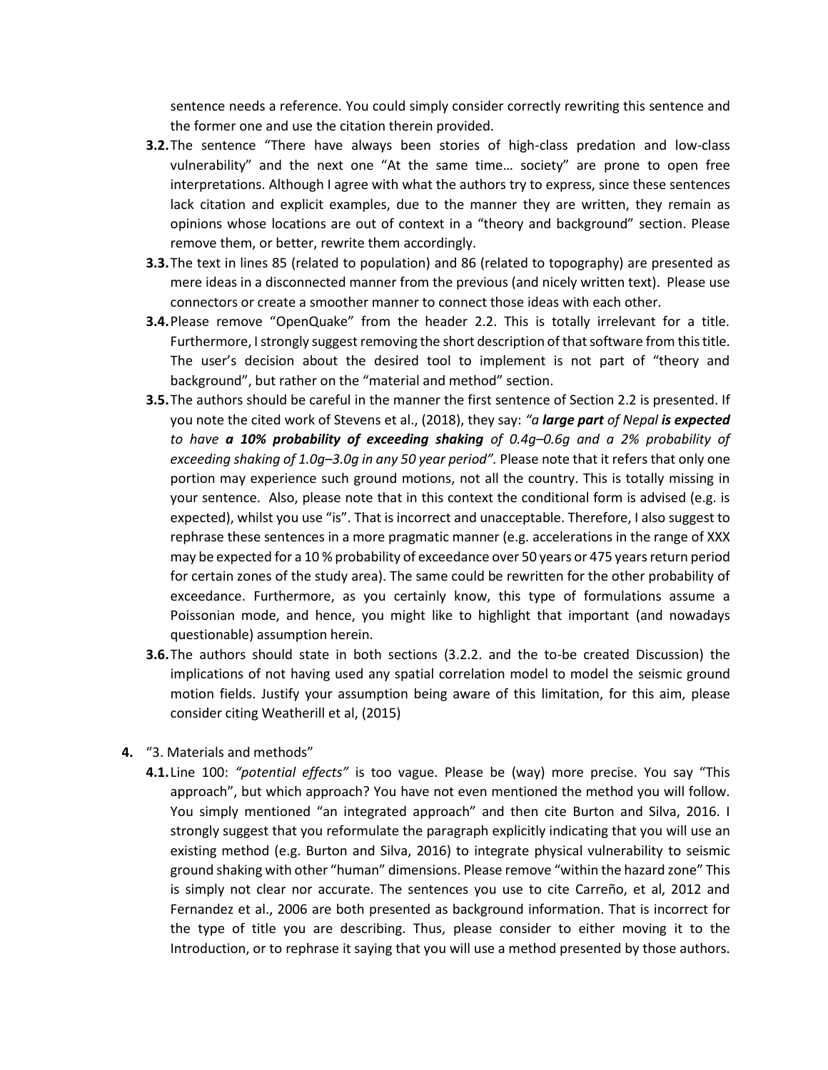sentence needs a reference. You could simply consider correctly rewriting this sentence and the former one and use the citation therein provided.

- **3.2.** The sentence "There have always been stories of high-class predation and low-class vulnerability" and the next one "At the same time… society" are prone to open free interpretations. Although I agree with what the authors try to express, since these sentences lack citation and explicit examples, due to the manner they are written, they remain as opinions whose locations are out of context in a "theory and background" section. Please remove them, or better, rewrite them accordingly.
- **3.3.** The text in lines 85 (related to population) and 86 (related to topography) are presented as mere ideas in a disconnected manner from the previous (and nicely written text). Please use connectors or create a smoother manner to connect those ideas with each other.
- **3.4.** Please remove "OpenQuake" from the header 2.2. This is totally irrelevant for a title. Furthermore, I strongly suggest removing the short description of that software from this title. The user's decision about the desired tool to implement is not part of "theory and background", but rather on the "material and method" section.
- **3.5.** The authors should be careful in the manner the first sentence of Section 2.2 is presented. If you note the cited work of Stevens et al., (2018), they say: *"a **large part** of Nepal **is expected** to have **a 10% probability of exceeding shaking** of 0.4g–0.6g and a 2% probability of exceeding shaking of 1.0g–3.0g in any 50 year period".* Please note that it refers that only one portion may experience such ground motions, not all the country. This is totally missing in your sentence. Also, please note that in this context the conditional form is advised (e.g. is expected), whilst you use "is". That is incorrect and unacceptable. Therefore, I also suggest to rephrase these sentences in a more pragmatic manner (e.g. accelerations in the range of XXX may be expected for a 10 % probability of exceedance over 50 years or 475 years return period for certain zones of the study area). The same could be rewritten for the other probability of exceedance. Furthermore, as you certainly know, this type of formulations assume a Poissonian mode, and hence, you might like to highlight that important (and nowadays questionable) assumption herein.
- **3.6.** The authors should state in both sections (3.2.2. and the to-be created Discussion) the implications of not having used any spatial correlation model to model the seismic ground motion fields. Justify your assumption being aware of this limitation, for this aim, please consider citing Weatherill et al, (2015)

**4.** "3. Materials and methods"

- **4.1.** Line 100: *"potential effects"* is too vague. Please be (way) more precise. You say "This approach", but which approach? You have not even mentioned the method you will follow. You simply mentioned "an integrated approach" and then cite Burton and Silva, 2016. I strongly suggest that you reformulate the paragraph explicitly indicating that you will use an existing method (e.g. Burton and Silva, 2016) to integrate physical vulnerability to seismic ground shaking with other "human" dimensions. Please remove "within the hazard zone" This is simply not clear nor accurate. The sentences you use to cite Carreño, et al, 2012 and Fernandez et al., 2006 are both presented as background information. That is incorrect for the type of title you are describing. Thus, please consider to either moving it to the Introduction, or to rephrase it saying that you will use a method presented by those authors.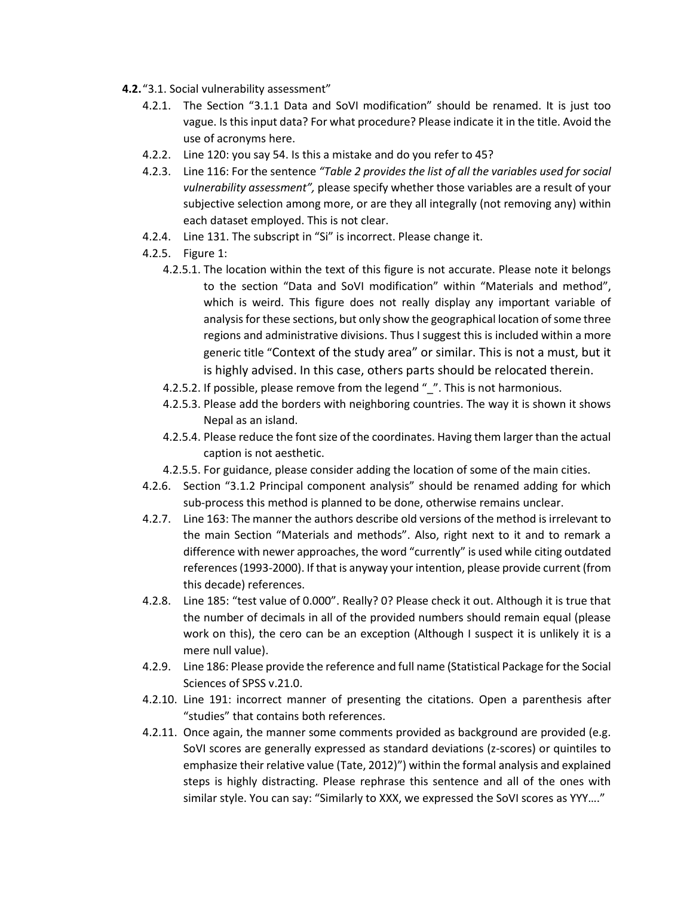**4.2.** "3.1. Social vulnerability assessment"

- 4.2.1. The Section "3.1.1 Data and SoVI modification" should be renamed. It is just too vague. Is this input data? For what procedure? Please indicate it in the title. Avoid the use of acronyms here.
- 4.2.2. Line 120: you say 54. Is this a mistake and do you refer to 45?
- 4.2.3. Line 116: For the sentence *"Table 2 provides the list of all the variables used for social vulnerability assessment",* please specify whether those variables are a result of your subjective selection among more, or are they all integrally (not removing any) within each dataset employed. This is not clear.
- 4.2.4. Line 131. The subscript in "Si" is incorrect. Please change it.
- 4.2.5. Figure 1:
  - 4.2.5.1. The location within the text of this figure is not accurate. Please note it belongs to the section "Data and SoVI modification" within "Materials and method", which is weird. This figure does not really display any important variable of analysis for these sections, but only show the geographical location of some three regions and administrative divisions. Thus I suggest this is included within a more generic title "Context of the study area" or similar. This is not a must, but it is highly advised. In this case, others parts should be relocated therein.
  - 4.2.5.2. If possible, please remove from the legend "_". This is not harmonious.
  - 4.2.5.3. Please add the borders with neighboring countries. The way it is shown it shows Nepal as an island.
  - 4.2.5.4. Please reduce the font size of the coordinates. Having them larger than the actual caption is not aesthetic.
  - 4.2.5.5. For guidance, please consider adding the location of some of the main cities.
- 4.2.6. Section "3.1.2 Principal component analysis" should be renamed adding for which sub-process this method is planned to be done, otherwise remains unclear.
- 4.2.7. Line 163: The manner the authors describe old versions of the method is irrelevant to the main Section "Materials and methods". Also, right next to it and to remark a difference with newer approaches, the word "currently" is used while citing outdated references (1993-2000). If that is anyway your intention, please provide current (from this decade) references.
- 4.2.8. Line 185: "test value of 0.000". Really? 0? Please check it out. Although it is true that the number of decimals in all of the provided numbers should remain equal (please work on this), the cero can be an exception (Although I suspect it is unlikely it is a mere null value).
- 4.2.9. Line 186: Please provide the reference and full name (Statistical Package for the Social Sciences of SPSS v.21.0.
- 4.2.10. Line 191: incorrect manner of presenting the citations. Open a parenthesis after "studies" that contains both references.
- 4.2.11. Once again, the manner some comments provided as background are provided (e.g. SoVI scores are generally expressed as standard deviations (z-scores) or quintiles to emphasize their relative value (Tate, 2012)") within the formal analysis and explained steps is highly distracting. Please rephrase this sentence and all of the ones with similar style. You can say: "Similarly to XXX, we expressed the SoVI scores as YYY…."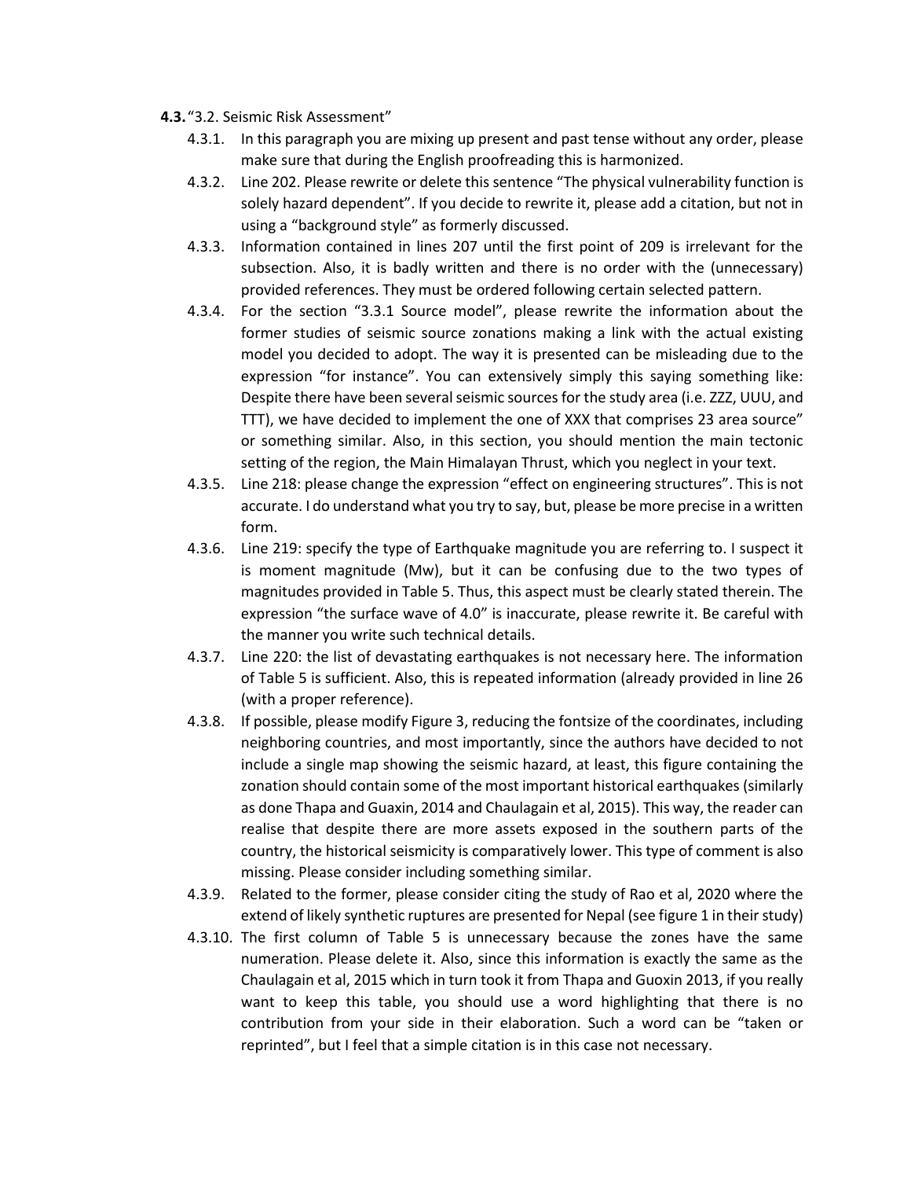**4.3.** "3.2. Seismic Risk Assessment"

4.3.1. In this paragraph you are mixing up present and past tense without any order, please make sure that during the English proofreading this is harmonized.

4.3.2. Line 202. Please rewrite or delete this sentence "The physical vulnerability function is solely hazard dependent". If you decide to rewrite it, please add a citation, but not in using a "background style" as formerly discussed.

4.3.3. Information contained in lines 207 until the first point of 209 is irrelevant for the subsection. Also, it is badly written and there is no order with the (unnecessary) provided references. They must be ordered following certain selected pattern.

4.3.4. For the section "3.3.1 Source model", please rewrite the information about the former studies of seismic source zonations making a link with the actual existing model you decided to adopt. The way it is presented can be misleading due to the expression "for instance". You can extensively simply this saying something like: Despite there have been several seismic sources for the study area (i.e. ZZZ, UUU, and TTT), we have decided to implement the one of XXX that comprises 23 area source" or something similar. Also, in this section, you should mention the main tectonic setting of the region, the Main Himalayan Thrust, which you neglect in your text.

4.3.5. Line 218: please change the expression "effect on engineering structures". This is not accurate. I do understand what you try to say, but, please be more precise in a written form.

4.3.6. Line 219: specify the type of Earthquake magnitude you are referring to. I suspect it is moment magnitude (Mw), but it can be confusing due to the two types of magnitudes provided in Table 5. Thus, this aspect must be clearly stated therein. The expression "the surface wave of 4.0" is inaccurate, please rewrite it. Be careful with the manner you write such technical details.

4.3.7. Line 220: the list of devastating earthquakes is not necessary here. The information of Table 5 is sufficient. Also, this is repeated information (already provided in line 26 (with a proper reference).

4.3.8. If possible, please modify Figure 3, reducing the fontsize of the coordinates, including neighboring countries, and most importantly, since the authors have decided to not include a single map showing the seismic hazard, at least, this figure containing the zonation should contain some of the most important historical earthquakes (similarly as done Thapa and Guaxin, 2014 and Chaulagain et al, 2015). This way, the reader can realise that despite there are more assets exposed in the southern parts of the country, the historical seismicity is comparatively lower. This type of comment is also missing. Please consider including something similar.

4.3.9. Related to the former, please consider citing the study of Rao et al, 2020 where the extend of likely synthetic ruptures are presented for Nepal (see figure 1 in their study)

4.3.10. The first column of Table 5 is unnecessary because the zones have the same numeration. Please delete it. Also, since this information is exactly the same as the Chaulagain et al, 2015 which in turn took it from Thapa and Guoxin 2013, if you really want to keep this table, you should use a word highlighting that there is no contribution from your side in their elaboration. Such a word can be "taken or reprinted", but I feel that a simple citation is in this case not necessary.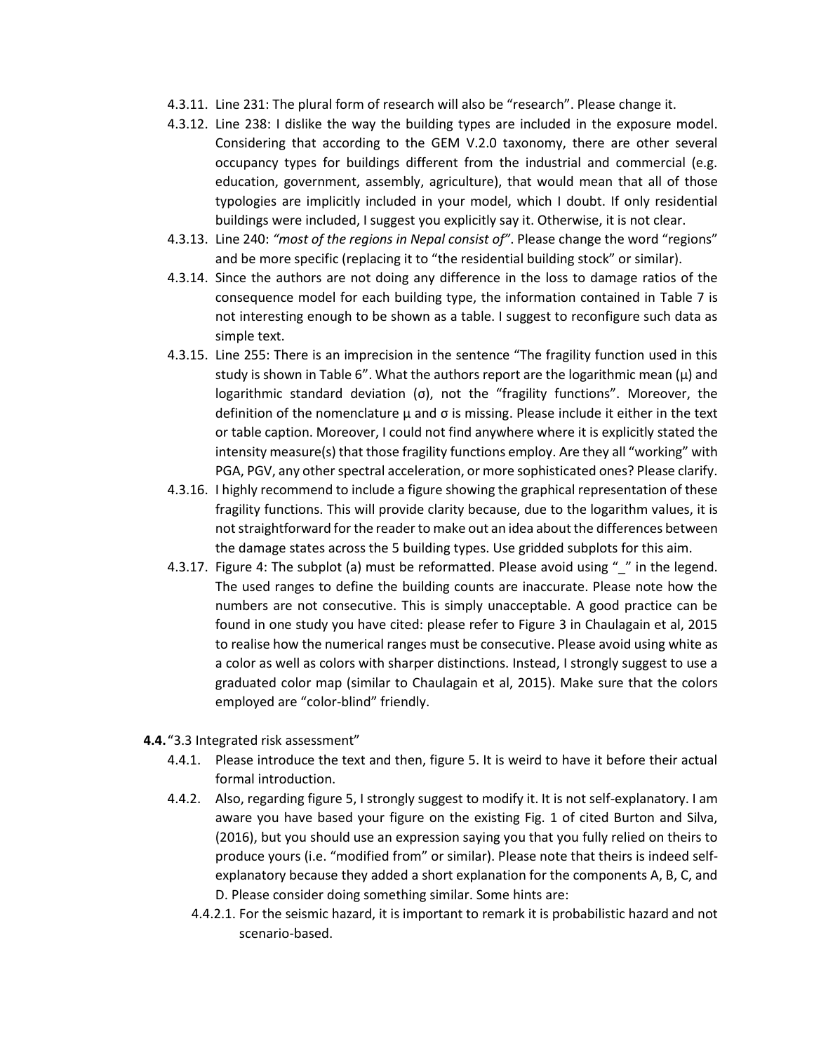4.3.11. Line 231: The plural form of research will also be "research". Please change it.

4.3.12. Line 238: I dislike the way the building types are included in the exposure model. Considering that according to the GEM V.2.0 taxonomy, there are other several occupancy types for buildings different from the industrial and commercial (e.g. education, government, assembly, agriculture), that would mean that all of those typologies are implicitly included in your model, which I doubt. If only residential buildings were included, I suggest you explicitly say it. Otherwise, it is not clear.

4.3.13. Line 240: *"most of the regions in Nepal consist of"*. Please change the word "regions" and be more specific (replacing it to "the residential building stock" or similar).

4.3.14. Since the authors are not doing any difference in the loss to damage ratios of the consequence model for each building type, the information contained in Table 7 is not interesting enough to be shown as a table. I suggest to reconfigure such data as simple text.

4.3.15. Line 255: There is an imprecision in the sentence "The fragility function used in this study is shown in Table 6". What the authors report are the logarithmic mean (μ) and logarithmic standard deviation (σ), not the "fragility functions". Moreover, the definition of the nomenclature μ and σ is missing. Please include it either in the text or table caption. Moreover, I could not find anywhere where it is explicitly stated the intensity measure(s) that those fragility functions employ. Are they all "working" with PGA, PGV, any other spectral acceleration, or more sophisticated ones? Please clarify.

4.3.16. I highly recommend to include a figure showing the graphical representation of these fragility functions. This will provide clarity because, due to the logarithm values, it is not straightforward for the reader to make out an idea about the differences between the damage states across the 5 building types. Use gridded subplots for this aim.

4.3.17. Figure 4: The subplot (a) must be reformatted. Please avoid using "_" in the legend. The used ranges to define the building counts are inaccurate. Please note how the numbers are not consecutive. This is simply unacceptable. A good practice can be found in one study you have cited: please refer to Figure 3 in Chaulagain et al, 2015 to realise how the numerical ranges must be consecutive. Please avoid using white as a color as well as colors with sharper distinctions. Instead, I strongly suggest to use a graduated color map (similar to Chaulagain et al, 2015). Make sure that the colors employed are "color-blind" friendly.

**4.4.** "3.3 Integrated risk assessment"

4.4.1. Please introduce the text and then, figure 5. It is weird to have it before their actual formal introduction.

4.4.2. Also, regarding figure 5, I strongly suggest to modify it. It is not self-explanatory. I am aware you have based your figure on the existing Fig. 1 of cited Burton and Silva, (2016), but you should use an expression saying you that you fully relied on theirs to produce yours (i.e. "modified from" or similar). Please note that theirs is indeed self-explanatory because they added a short explanation for the components A, B, C, and D. Please consider doing something similar. Some hints are:

4.4.2.1. For the seismic hazard, it is important to remark it is probabilistic hazard and not scenario-based.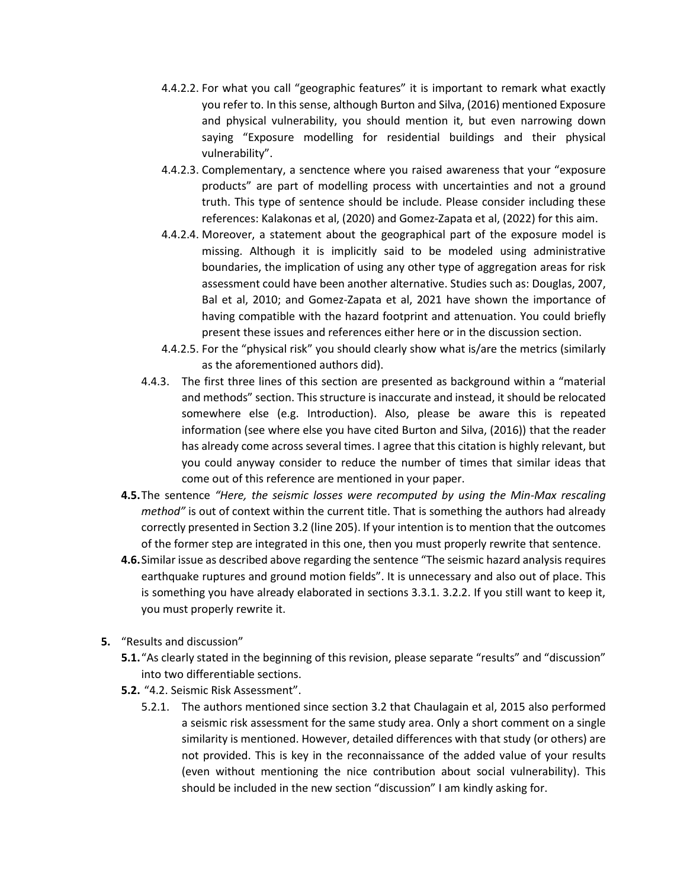4.4.2.2. For what you call "geographic features" it is important to remark what exactly you refer to. In this sense, although Burton and Silva, (2016) mentioned Exposure and physical vulnerability, you should mention it, but even narrowing down saying "Exposure modelling for residential buildings and their physical vulnerability".

4.4.2.3. Complementary, a senctence where you raised awareness that your "exposure products" are part of modelling process with uncertainties and not a ground truth. This type of sentence should be include. Please consider including these references: Kalakonas et al, (2020) and Gomez-Zapata et al, (2022) for this aim.

4.4.2.4. Moreover, a statement about the geographical part of the exposure model is missing. Although it is implicitly said to be modeled using administrative boundaries, the implication of using any other type of aggregation areas for risk assessment could have been another alternative. Studies such as: Douglas, 2007, Bal et al, 2010; and Gomez-Zapata et al, 2021 have shown the importance of having compatible with the hazard footprint and attenuation. You could briefly present these issues and references either here or in the discussion section.

4.4.2.5. For the "physical risk" you should clearly show what is/are the metrics (similarly as the aforementioned authors did).

4.4.3. The first three lines of this section are presented as background within a "material and methods" section. This structure is inaccurate and instead, it should be relocated somewhere else (e.g. Introduction). Also, please be aware this is repeated information (see where else you have cited Burton and Silva, (2016)) that the reader has already come across several times. I agree that this citation is highly relevant, but you could anyway consider to reduce the number of times that similar ideas that come out of this reference are mentioned in your paper.

**4.5.** The sentence *"Here, the seismic losses were recomputed by using the Min-Max rescaling method"* is out of context within the current title. That is something the authors had already correctly presented in Section 3.2 (line 205). If your intention is to mention that the outcomes of the former step are integrated in this one, then you must properly rewrite that sentence.

**4.6.** Similar issue as described above regarding the sentence "The seismic hazard analysis requires earthquake ruptures and ground motion fields". It is unnecessary and also out of place. This is something you have already elaborated in sections 3.3.1. 3.2.2. If you still want to keep it, you must properly rewrite it.

**5.** "Results and discussion"

**5.1.** "As clearly stated in the beginning of this revision, please separate "results" and "discussion" into two differentiable sections.

**5.2.** "4.2. Seismic Risk Assessment".

5.2.1. The authors mentioned since section 3.2 that Chaulagain et al, 2015 also performed a seismic risk assessment for the same study area. Only a short comment on a single similarity is mentioned. However, detailed differences with that study (or others) are not provided. This is key in the reconnaissance of the added value of your results (even without mentioning the nice contribution about social vulnerability). This should be included in the new section "discussion" I am kindly asking for.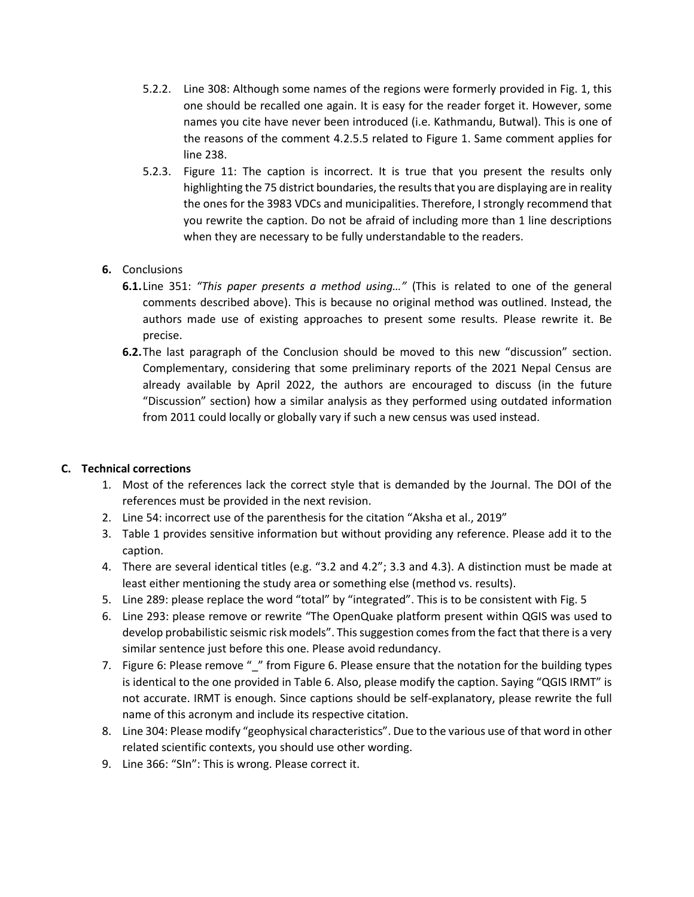5.2.2. Line 308: Although some names of the regions were formerly provided in Fig. 1, this one should be recalled one again. It is easy for the reader forget it. However, some names you cite have never been introduced (i.e. Kathmandu, Butwal). This is one of the reasons of the comment 4.2.5.5 related to Figure 1. Same comment applies for line 238.

5.2.3. Figure 11: The caption is incorrect. It is true that you present the results only highlighting the 75 district boundaries, the results that you are displaying are in reality the ones for the 3983 VDCs and municipalities. Therefore, I strongly recommend that you rewrite the caption. Do not be afraid of including more than 1 line descriptions when they are necessary to be fully understandable to the readers.

**6.** Conclusions

**6.1.** Line 351: *"This paper presents a method using…"* (This is related to one of the general comments described above). This is because no original method was outlined. Instead, the authors made use of existing approaches to present some results. Please rewrite it. Be precise.

**6.2.** The last paragraph of the Conclusion should be moved to this new "discussion" section. Complementary, considering that some preliminary reports of the 2021 Nepal Census are already available by April 2022, the authors are encouraged to discuss (in the future "Discussion" section) how a similar analysis as they performed using outdated information from 2011 could locally or globally vary if such a new census was used instead.

## C. Technical corrections

1. Most of the references lack the correct style that is demanded by the Journal. The DOI of the references must be provided in the next revision.
2. Line 54: incorrect use of the parenthesis for the citation "Aksha et al., 2019"
3. Table 1 provides sensitive information but without providing any reference. Please add it to the caption.
4. There are several identical titles (e.g. "3.2 and 4.2"; 3.3 and 4.3). A distinction must be made at least either mentioning the study area or something else (method vs. results).
5. Line 289: please replace the word "total" by "integrated". This is to be consistent with Fig. 5
6. Line 293: please remove or rewrite "The OpenQuake platform present within QGIS was used to develop probabilistic seismic risk models". This suggestion comes from the fact that there is a very similar sentence just before this one. Please avoid redundancy.
7. Figure 6: Please remove "_" from Figure 6. Please ensure that the notation for the building types is identical to the one provided in Table 6. Also, please modify the caption. Saying "QGIS IRMT" is not accurate. IRMT is enough. Since captions should be self-explanatory, please rewrite the full name of this acronym and include its respective citation.
8. Line 304: Please modify "geophysical characteristics". Due to the various use of that word in other related scientific contexts, you should use other wording.
9. Line 366: "SIn": This is wrong. Please correct it.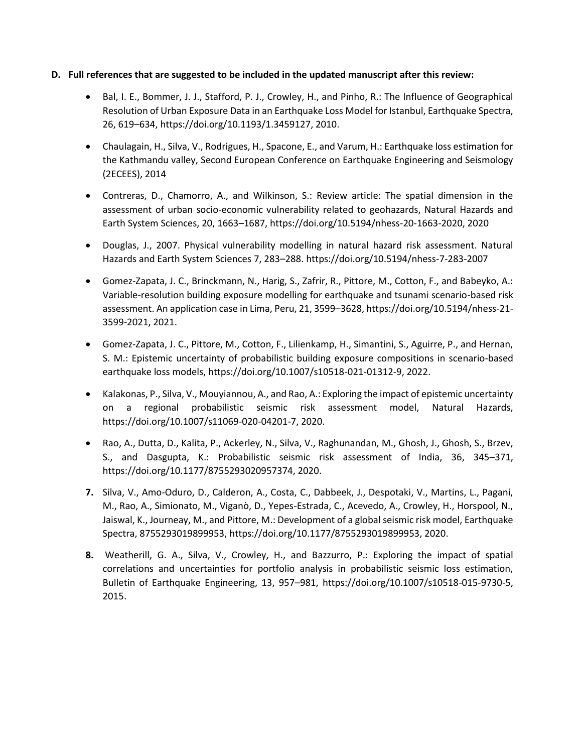**D. Full references that are suggested to be included in the updated manuscript after this review:**

- Bal, I. E., Bommer, J. J., Stafford, P. J., Crowley, H., and Pinho, R.: The Influence of Geographical Resolution of Urban Exposure Data in an Earthquake Loss Model for Istanbul, Earthquake Spectra, 26, 619–634, https://doi.org/10.1193/1.3459127, 2010.
- Chaulagain, H., Silva, V., Rodrigues, H., Spacone, E., and Varum, H.: Earthquake loss estimation for the Kathmandu valley, Second European Conference on Earthquake Engineering and Seismology (2ECEES), 2014
- Contreras, D., Chamorro, A., and Wilkinson, S.: Review article: The spatial dimension in the assessment of urban socio-economic vulnerability related to geohazards, Natural Hazards and Earth System Sciences, 20, 1663–1687, https://doi.org/10.5194/nhess-20-1663-2020, 2020
- Douglas, J., 2007. Physical vulnerability modelling in natural hazard risk assessment. Natural Hazards and Earth System Sciences 7, 283–288. https://doi.org/10.5194/nhess-7-283-2007
- Gomez-Zapata, J. C., Brinckmann, N., Harig, S., Zafrir, R., Pittore, M., Cotton, F., and Babeyko, A.: Variable-resolution building exposure modelling for earthquake and tsunami scenario-based risk assessment. An application case in Lima, Peru, 21, 3599–3628, https://doi.org/10.5194/nhess-21-3599-2021, 2021.
- Gomez-Zapata, J. C., Pittore, M., Cotton, F., Lilienkamp, H., Simantini, S., Aguirre, P., and Hernan, S. M.: Epistemic uncertainty of probabilistic building exposure compositions in scenario-based earthquake loss models, https://doi.org/10.1007/s10518-021-01312-9, 2022.
- Kalakonas, P., Silva, V., Mouyiannou, A., and Rao, A.: Exploring the impact of epistemic uncertainty on a regional probabilistic seismic risk assessment model, Natural Hazards, https://doi.org/10.1007/s11069-020-04201-7, 2020.
- Rao, A., Dutta, D., Kalita, P., Ackerley, N., Silva, V., Raghunandan, M., Ghosh, J., Ghosh, S., Brzev, S., and Dasgupta, K.: Probabilistic seismic risk assessment of India, 36, 345–371, https://doi.org/10.1177/8755293020957374, 2020.

7. Silva, V., Amo-Oduro, D., Calderon, A., Costa, C., Dabbeek, J., Despotaki, V., Martins, L., Pagani, M., Rao, A., Simionato, M., Viganò, D., Yepes-Estrada, C., Acevedo, A., Crowley, H., Horspool, N., Jaiswal, K., Journeay, M., and Pittore, M.: Development of a global seismic risk model, Earthquake Spectra, 8755293019899953, https://doi.org/10.1177/8755293019899953, 2020.
8. Weatherill, G. A., Silva, V., Crowley, H., and Bazzurro, P.: Exploring the impact of spatial correlations and uncertainties for portfolio analysis in probabilistic seismic loss estimation, Bulletin of Earthquake Engineering, 13, 957–981, https://doi.org/10.1007/s10518-015-9730-5, 2015.